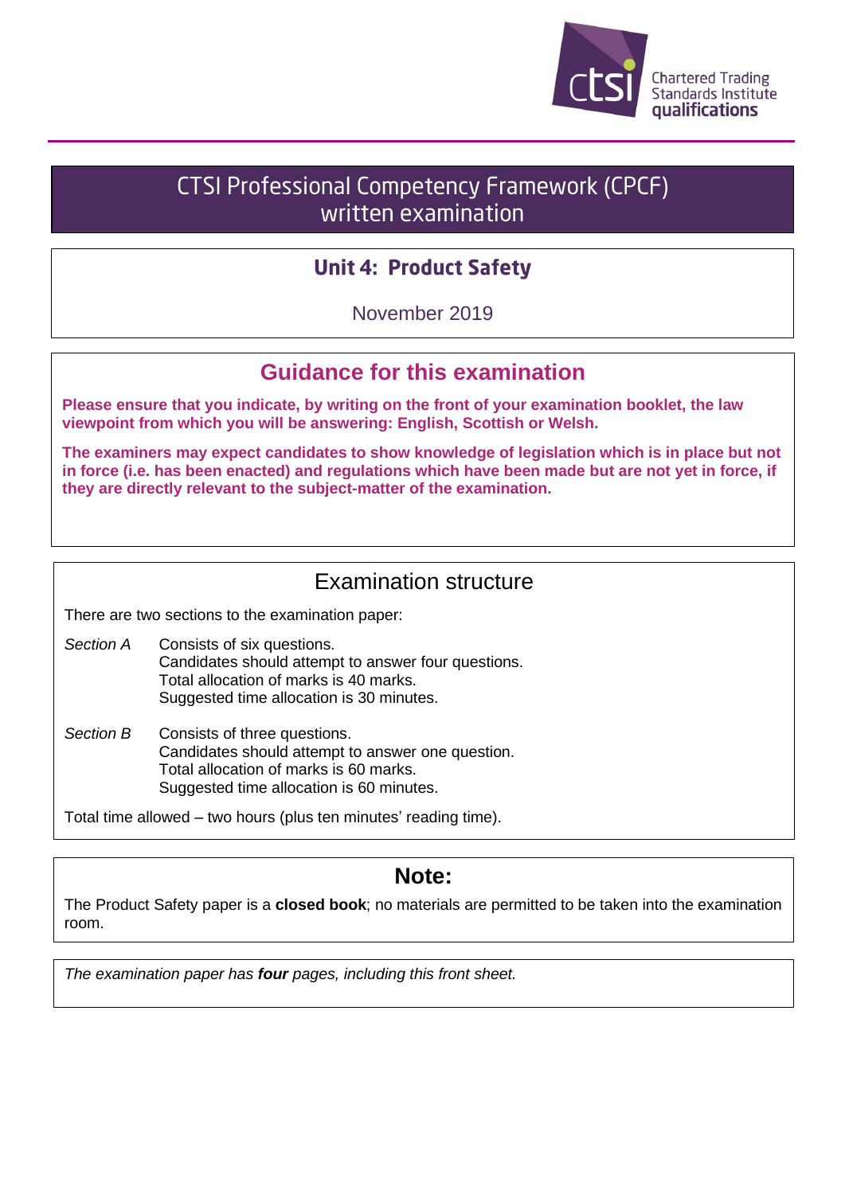Chartered Trading Standards Institute qualifications

# CTSI Professional Competency Framework (CPCF) written examination

## Unit 4: Product Safety

November 2019

## Guidance for this examination

**Please ensure that you indicate, by writing on the front of your examination booklet, the law viewpoint from which you will be answering: English, Scottish or Welsh.**

**The examiners may expect candidates to show knowledge of legislation which is in place but not in force (i.e. has been enacted) and regulations which have been made but are not yet in force, if they are directly relevant to the subject-matter of the examination.**

## Examination structure

There are two sections to the examination paper:

*Section A*
Consists of six questions.
Candidates should attempt to answer four questions.
Total allocation of marks is 40 marks.
Suggested time allocation is 30 minutes.

*Section B*
Consists of three questions.
Candidates should attempt to answer one question.
Total allocation of marks is 60 marks.
Suggested time allocation is 60 minutes.

Total time allowed – two hours (plus ten minutes' reading time).

## Note:

The Product Safety paper is a **closed book**; no materials are permitted to be taken into the examination room.

*The examination paper has **four** pages, including this front sheet.*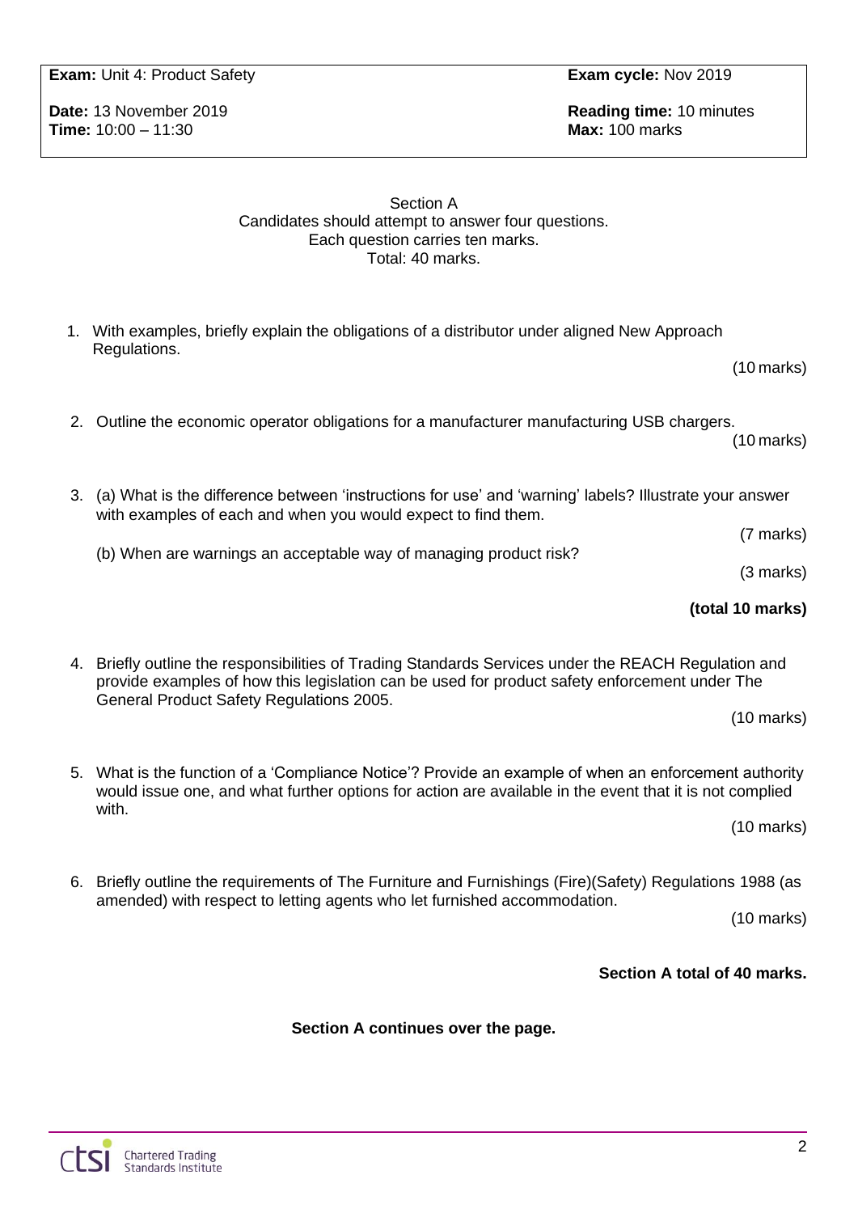**Exam:** Unit 4: Product Safety

**Date:** 13 November 2019
**Time:** 10:00 – 11:30

**Exam cycle:** Nov 2019

**Reading time:** 10 minutes
**Max:** 100 marks

Section A
Candidates should attempt to answer four questions.
Each question carries ten marks.
Total: 40 marks.

1. With examples, briefly explain the obligations of a distributor under aligned New Approach Regulations.

   (10 marks)

2. Outline the economic operator obligations for a manufacturer manufacturing USB chargers.

   (10 marks)

3. (a) What is the difference between 'instructions for use' and 'warning' labels? Illustrate your answer with examples of each and when you would expect to find them.

   (7 marks)

   (b) When are warnings an acceptable way of managing product risk?

   (3 marks)

   **(total 10 marks)**

4. Briefly outline the responsibilities of Trading Standards Services under the REACH Regulation and provide examples of how this legislation can be used for product safety enforcement under The General Product Safety Regulations 2005.

   (10 marks)

5. What is the function of a 'Compliance Notice'? Provide an example of when an enforcement authority would issue one, and what further options for action are available in the event that it is not complied with.

   (10 marks)

6. Briefly outline the requirements of The Furniture and Furnishings (Fire)(Safety) Regulations 1988 (as amended) with respect to letting agents who let furnished accommodation.

   (10 marks)

**Section A total of 40 marks.**

**Section A continues over the page.**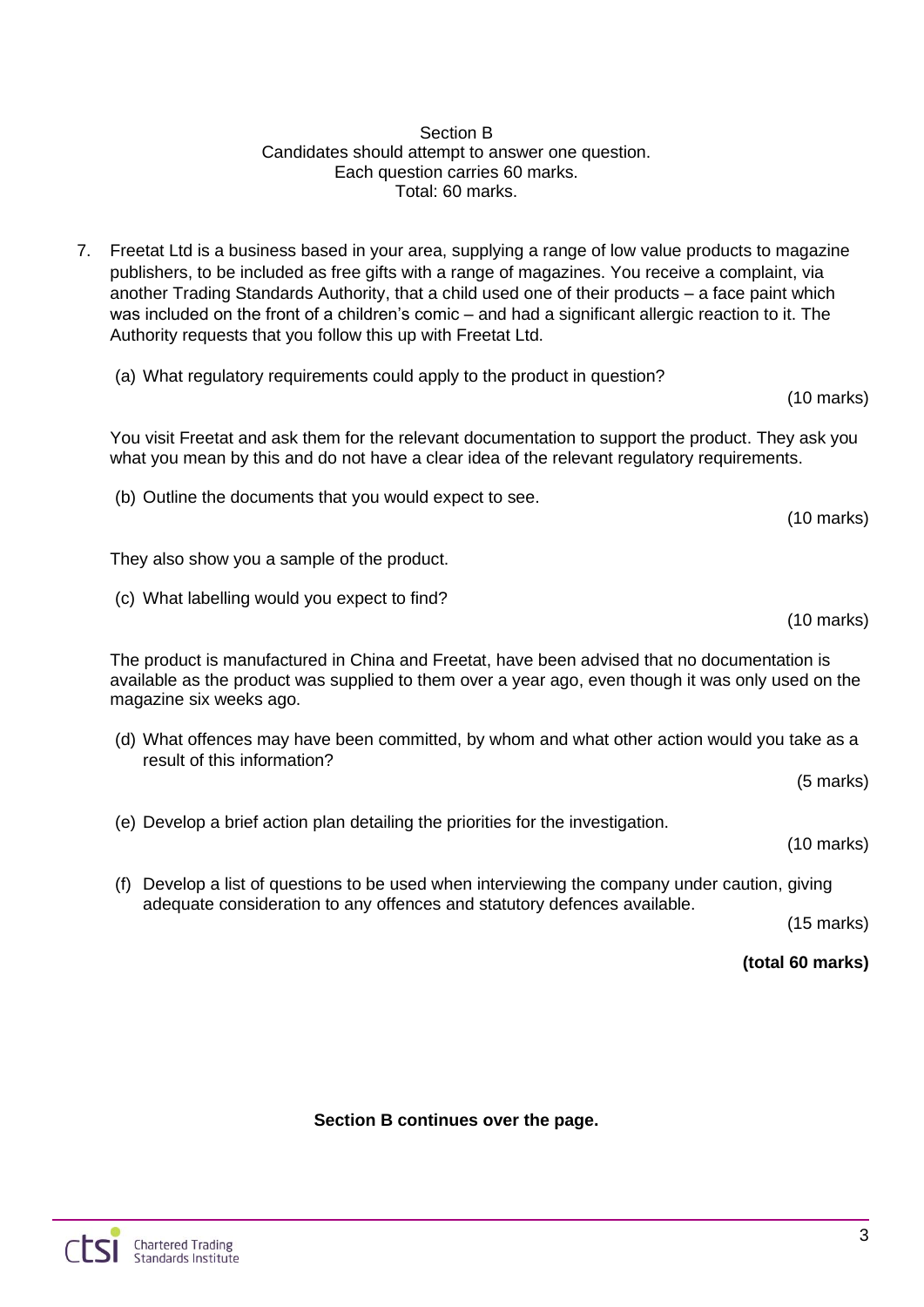Section B

Candidates should attempt to answer one question.

Each question carries 60 marks.

Total: 60 marks.

7. Freetat Ltd is a business based in your area, supplying a range of low value products to magazine publishers, to be included as free gifts with a range of magazines. You receive a complaint, via another Trading Standards Authority, that a child used one of their products – a face paint which was included on the front of a children's comic – and had a significant allergic reaction to it. The Authority requests that you follow this up with Freetat Ltd.

   (a) What regulatory requirements could apply to the product in question?

   (10 marks)

   You visit Freetat and ask them for the relevant documentation to support the product. They ask you what you mean by this and do not have a clear idea of the relevant regulatory requirements.

   (b) Outline the documents that you would expect to see.

   (10 marks)

   They also show you a sample of the product.

   (c) What labelling would you expect to find?

   (10 marks)

   The product is manufactured in China and Freetat, have been advised that no documentation is available as the product was supplied to them over a year ago, even though it was only used on the magazine six weeks ago.

   (d) What offences may have been committed, by whom and what other action would you take as a result of this information?

   (5 marks)

   (e) Develop a brief action plan detailing the priorities for the investigation.

   (10 marks)

   (f) Develop a list of questions to be used when interviewing the company under caution, giving adequate consideration to any offences and statutory defences available.

   (15 marks)

   **(total 60 marks)**

**Section B continues over the page.**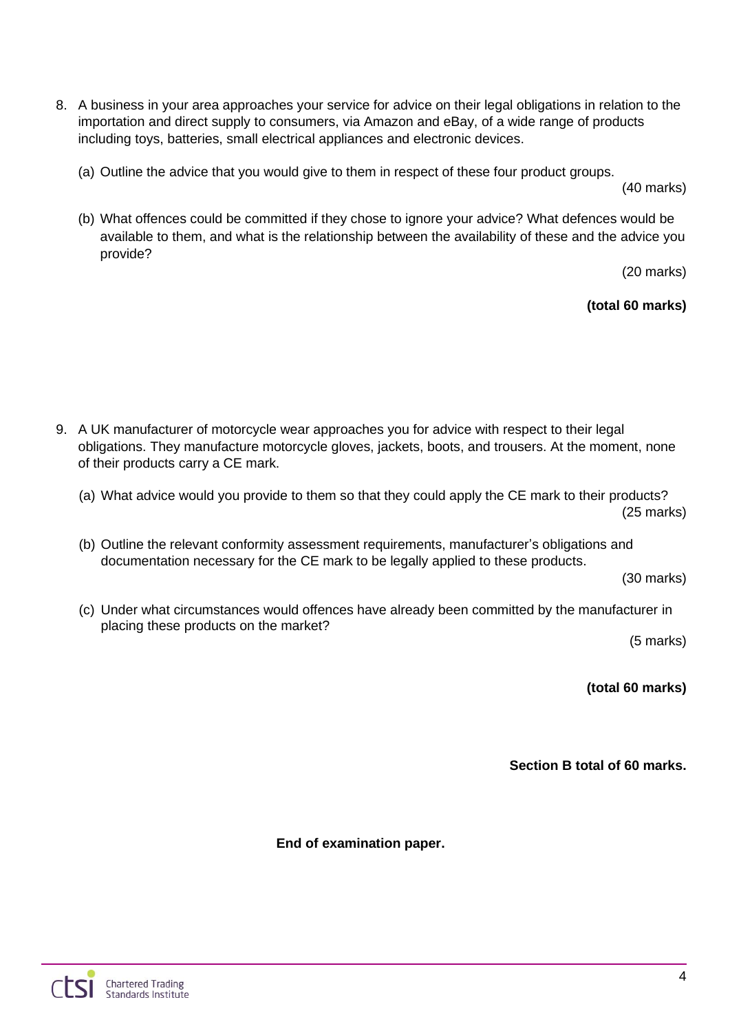8. A business in your area approaches your service for advice on their legal obligations in relation to the importation and direct supply to consumers, via Amazon and eBay, of a wide range of products including toys, batteries, small electrical appliances and electronic devices.

   (a) Outline the advice that you would give to them in respect of these four product groups.

   (40 marks)

   (b) What offences could be committed if they chose to ignore your advice? What defences would be available to them, and what is the relationship between the availability of these and the advice you provide?

   (20 marks)

   **(total 60 marks)**

9. A UK manufacturer of motorcycle wear approaches you for advice with respect to their legal obligations. They manufacture motorcycle gloves, jackets, boots, and trousers. At the moment, none of their products carry a CE mark.

   (a) What advice would you provide to them so that they could apply the CE mark to their products?

   (25 marks)

   (b) Outline the relevant conformity assessment requirements, manufacturer's obligations and documentation necessary for the CE mark to be legally applied to these products.

   (30 marks)

   (c) Under what circumstances would offences have already been committed by the manufacturer in placing these products on the market?

   (5 marks)

   **(total 60 marks)**

**Section B total of 60 marks.**

**End of examination paper.**